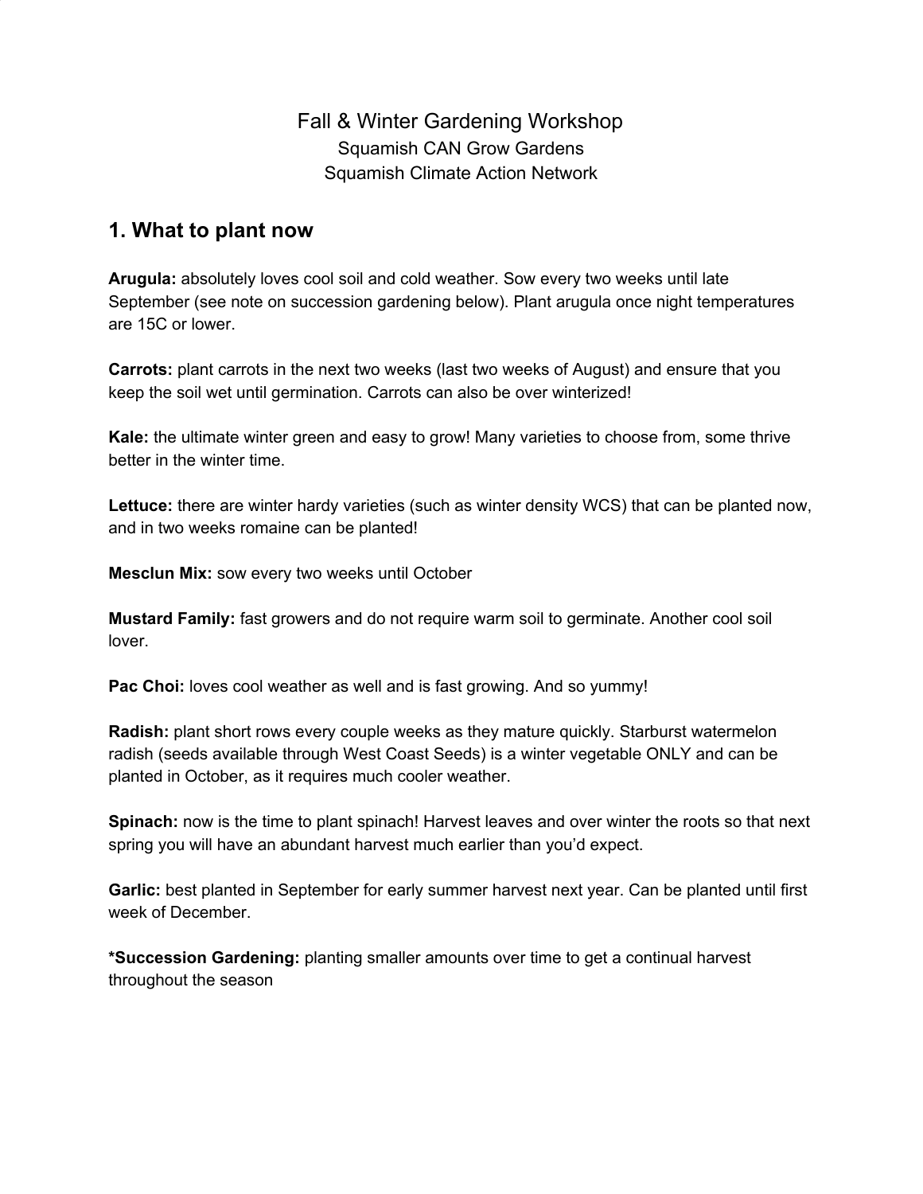Fall & Winter Gardening Workshop

Squamish CAN Grow Gardens

Squamish Climate Action Network

## 1. What to plant now

**Arugula:** absolutely loves cool soil and cold weather. Sow every two weeks until late September (see note on succession gardening below). Plant arugula once night temperatures are 15C or lower.

**Carrots:** plant carrots in the next two weeks (last two weeks of August) and ensure that you keep the soil wet until germination. Carrots can also be over winterized!

**Kale:** the ultimate winter green and easy to grow! Many varieties to choose from, some thrive better in the winter time.

**Lettuce:** there are winter hardy varieties (such as winter density WCS) that can be planted now, and in two weeks romaine can be planted!

**Mesclun Mix:** sow every two weeks until October

**Mustard Family:** fast growers and do not require warm soil to germinate. Another cool soil lover.

**Pac Choi:** loves cool weather as well and is fast growing. And so yummy!

**Radish:** plant short rows every couple weeks as they mature quickly. Starburst watermelon radish (seeds available through West Coast Seeds) is a winter vegetable ONLY and can be planted in October, as it requires much cooler weather.

**Spinach:** now is the time to plant spinach! Harvest leaves and over winter the roots so that next spring you will have an abundant harvest much earlier than you'd expect.

**Garlic:** best planted in September for early summer harvest next year. Can be planted until first week of December.

***Succession Gardening:** planting smaller amounts over time to get a continual harvest throughout the season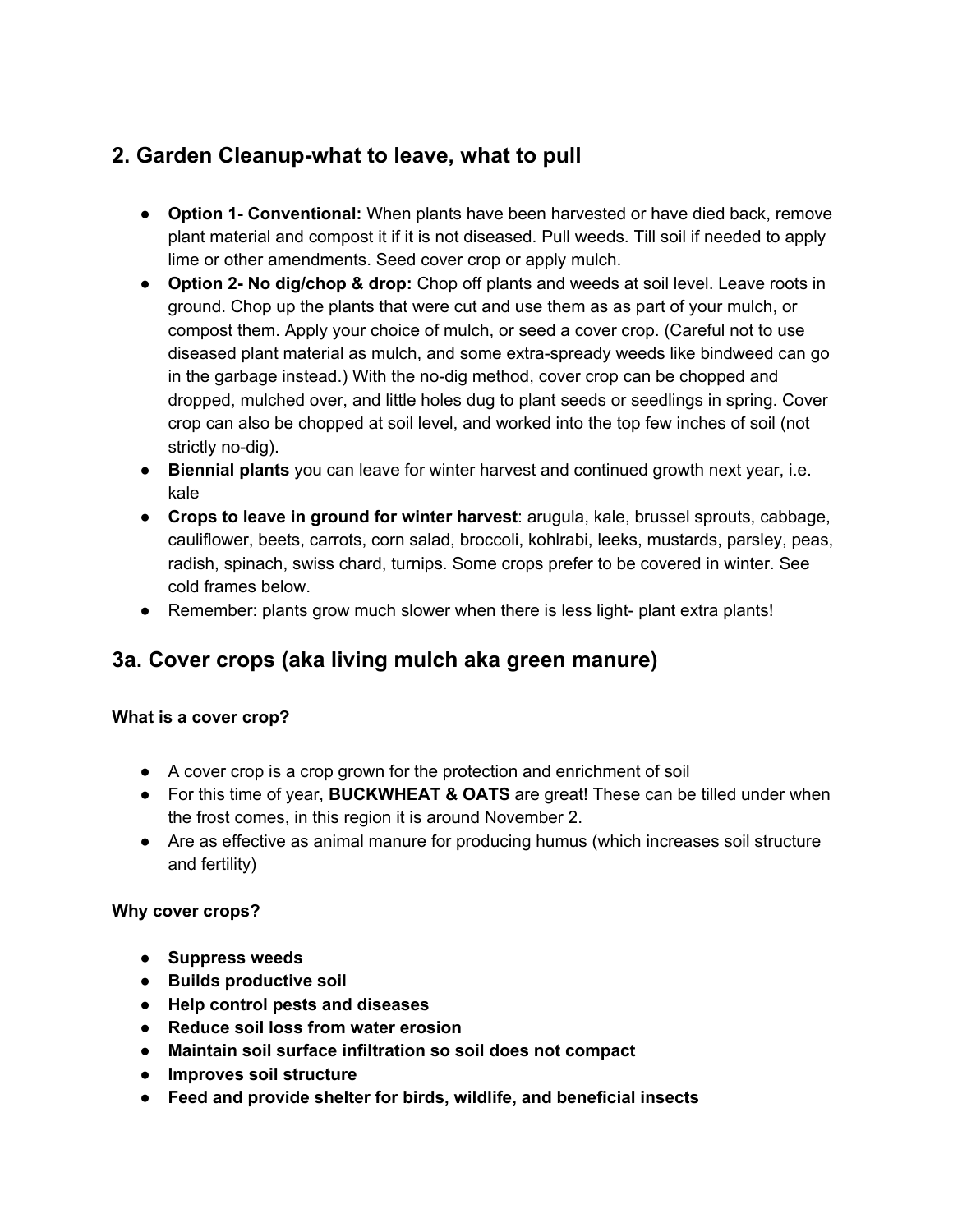## 2. Garden Cleanup-what to leave, what to pull

- **Option 1- Conventional:** When plants have been harvested or have died back, remove plant material and compost it if it is not diseased. Pull weeds. Till soil if needed to apply lime or other amendments. Seed cover crop or apply mulch.
- **Option 2- No dig/chop & drop:** Chop off plants and weeds at soil level. Leave roots in ground. Chop up the plants that were cut and use them as as part of your mulch, or compost them. Apply your choice of mulch, or seed a cover crop. (Careful not to use diseased plant material as mulch, and some extra-spready weeds like bindweed can go in the garbage instead.) With the no-dig method, cover crop can be chopped and dropped, mulched over, and little holes dug to plant seeds or seedlings in spring. Cover crop can also be chopped at soil level, and worked into the top few inches of soil (not strictly no-dig).
- **Biennial plants** you can leave for winter harvest and continued growth next year, i.e. kale
- **Crops to leave in ground for winter harvest**: arugula, kale, brussel sprouts, cabbage, cauliflower, beets, carrots, corn salad, broccoli, kohlrabi, leeks, mustards, parsley, peas, radish, spinach, swiss chard, turnips. Some crops prefer to be covered in winter. See cold frames below.
- Remember: plants grow much slower when there is less light- plant extra plants!

## 3a. Cover crops (aka living mulch aka green manure)

**What is a cover crop?**

- A cover crop is a crop grown for the protection and enrichment of soil
- For this time of year, **BUCKWHEAT & OATS** are great! These can be tilled under when the frost comes, in this region it is around November 2.
- Are as effective as animal manure for producing humus (which increases soil structure and fertility)

**Why cover crops?**

- **Suppress weeds**
- **Builds productive soil**
- **Help control pests and diseases**
- **Reduce soil loss from water erosion**
- **Maintain soil surface infiltration so soil does not compact**
- **Improves soil structure**
- **Feed and provide shelter for birds, wildlife, and beneficial insects**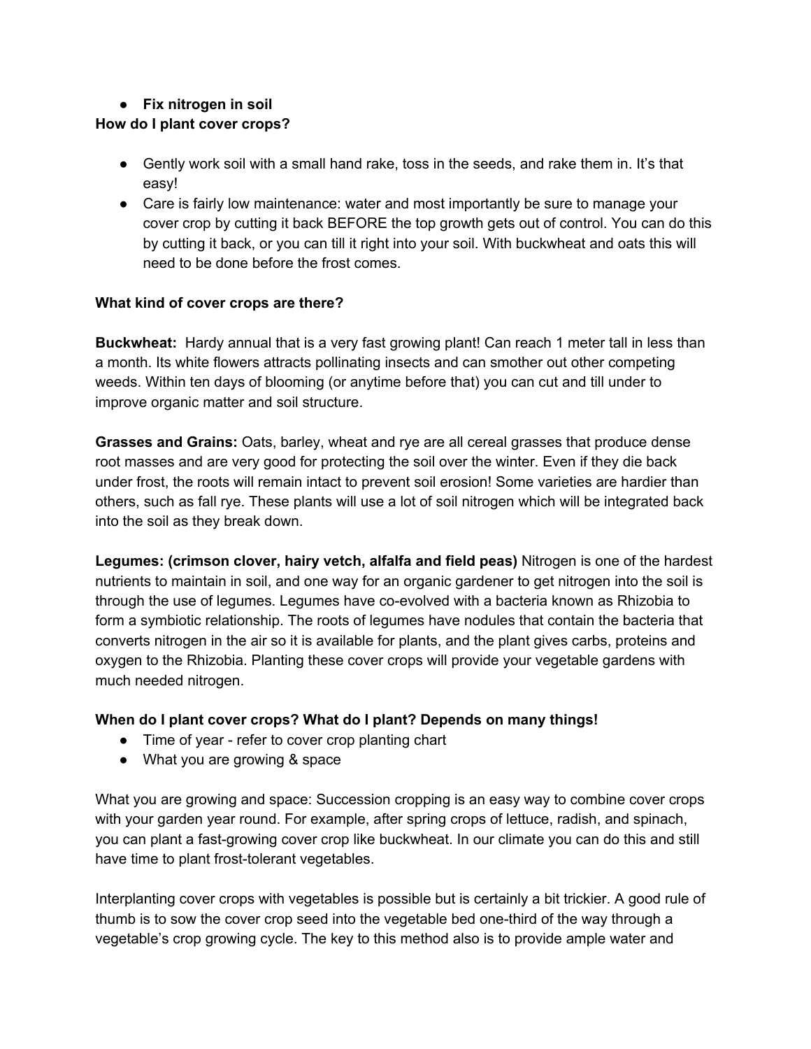- **Fix nitrogen in soil**

**How do I plant cover crops?**

- Gently work soil with a small hand rake, toss in the seeds, and rake them in. It's that easy!
- Care is fairly low maintenance: water and most importantly be sure to manage your cover crop by cutting it back BEFORE the top growth gets out of control. You can do this by cutting it back, or you can till it right into your soil. With buckwheat and oats this will need to be done before the frost comes.

**What kind of cover crops are there?**

**Buckwheat:** Hardy annual that is a very fast growing plant! Can reach 1 meter tall in less than a month. Its white flowers attracts pollinating insects and can smother out other competing weeds. Within ten days of blooming (or anytime before that) you can cut and till under to improve organic matter and soil structure.

**Grasses and Grains:** Oats, barley, wheat and rye are all cereal grasses that produce dense root masses and are very good for protecting the soil over the winter. Even if they die back under frost, the roots will remain intact to prevent soil erosion! Some varieties are hardier than others, such as fall rye. These plants will use a lot of soil nitrogen which will be integrated back into the soil as they break down.

**Legumes: (crimson clover, hairy vetch, alfalfa and field peas)** Nitrogen is one of the hardest nutrients to maintain in soil, and one way for an organic gardener to get nitrogen into the soil is through the use of legumes. Legumes have co-evolved with a bacteria known as Rhizobia to form a symbiotic relationship. The roots of legumes have nodules that contain the bacteria that converts nitrogen in the air so it is available for plants, and the plant gives carbs, proteins and oxygen to the Rhizobia. Planting these cover crops will provide your vegetable gardens with much needed nitrogen.

**When do I plant cover crops? What do I plant? Depends on many things!**

- Time of year - refer to cover crop planting chart
- What you are growing & space

What you are growing and space: Succession cropping is an easy way to combine cover crops with your garden year round. For example, after spring crops of lettuce, radish, and spinach, you can plant a fast-growing cover crop like buckwheat. In our climate you can do this and still have time to plant frost-tolerant vegetables.

Interplanting cover crops with vegetables is possible but is certainly a bit trickier. A good rule of thumb is to sow the cover crop seed into the vegetable bed one-third of the way through a vegetable's crop growing cycle. The key to this method also is to provide ample water and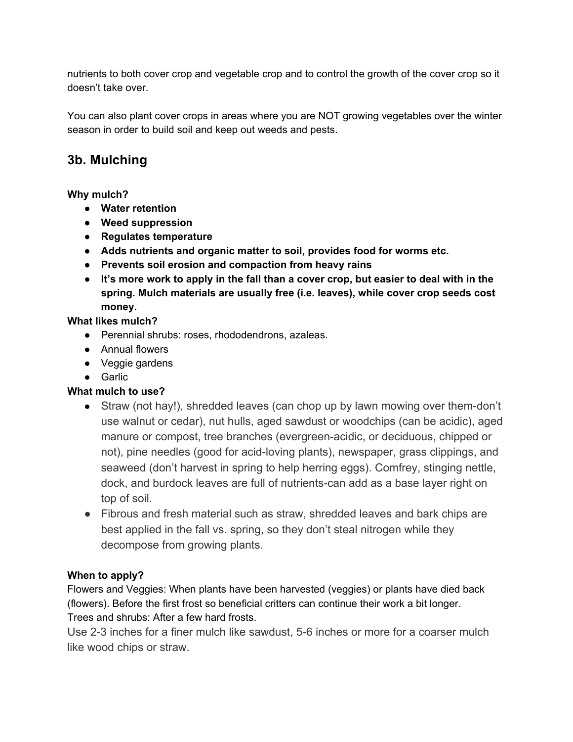nutrients to both cover crop and vegetable crop and to control the growth of the cover crop so it doesn't take over.

You can also plant cover crops in areas where you are NOT growing vegetables over the winter season in order to build soil and keep out weeds and pests.

## 3b. Mulching

**Why mulch?**

- **Water retention**
- **Weed suppression**
- **Regulates temperature**
- **Adds nutrients and organic matter to soil, provides food for worms etc.**
- **Prevents soil erosion and compaction from heavy rains**
- **It's more work to apply in the fall than a cover crop, but easier to deal with in the spring. Mulch materials are usually free (i.e. leaves), while cover crop seeds cost money.**

**What likes mulch?**

- Perennial shrubs: roses, rhododendrons, azaleas.
- Annual flowers
- Veggie gardens
- Garlic

**What mulch to use?**

- Straw (not hay!), shredded leaves (can chop up by lawn mowing over them-don't use walnut or cedar), nut hulls, aged sawdust or woodchips (can be acidic), aged manure or compost, tree branches (evergreen-acidic, or deciduous, chipped or not), pine needles (good for acid-loving plants), newspaper, grass clippings, and seaweed (don't harvest in spring to help herring eggs). Comfrey, stinging nettle, dock, and burdock leaves are full of nutrients-can add as a base layer right on top of soil.
- Fibrous and fresh material such as straw, shredded leaves and bark chips are best applied in the fall vs. spring, so they don't steal nitrogen while they decompose from growing plants.

**When to apply?**

Flowers and Veggies: When plants have been harvested (veggies) or plants have died back (flowers). Before the first frost so beneficial critters can continue their work a bit longer.
Trees and shrubs: After a few hard frosts.
Use 2-3 inches for a finer mulch like sawdust, 5-6 inches or more for a coarser mulch like wood chips or straw.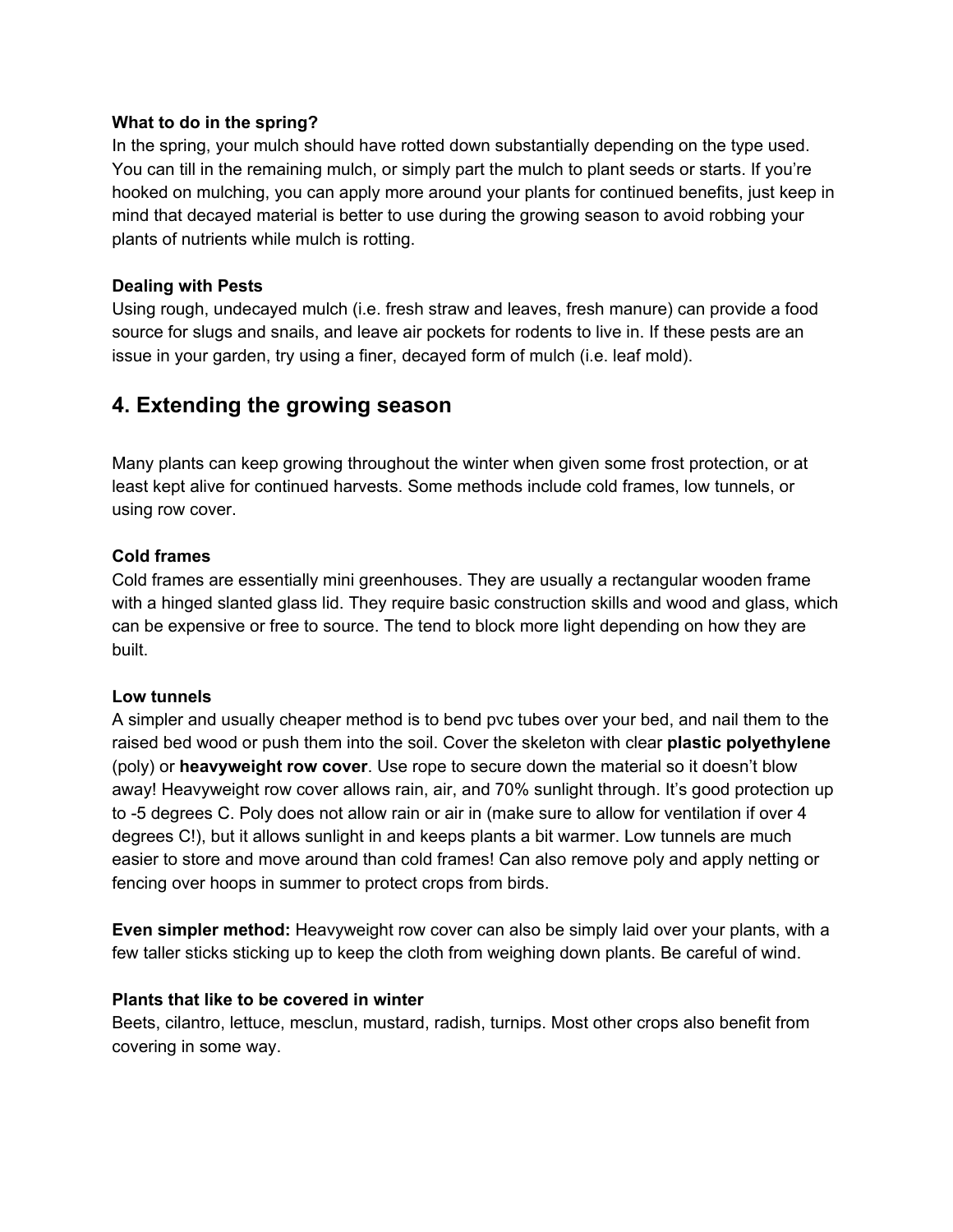**What to do in the spring?**

In the spring, your mulch should have rotted down substantially depending on the type used. You can till in the remaining mulch, or simply part the mulch to plant seeds or starts. If you're hooked on mulching, you can apply more around your plants for continued benefits, just keep in mind that decayed material is better to use during the growing season to avoid robbing your plants of nutrients while mulch is rotting.

**Dealing with Pests**

Using rough, undecayed mulch (i.e. fresh straw and leaves, fresh manure) can provide a food source for slugs and snails, and leave air pockets for rodents to live in. If these pests are an issue in your garden, try using a finer, decayed form of mulch (i.e. leaf mold).

## 4. Extending the growing season

Many plants can keep growing throughout the winter when given some frost protection, or at least kept alive for continued harvests. Some methods include cold frames, low tunnels, or using row cover.

**Cold frames**

Cold frames are essentially mini greenhouses. They are usually a rectangular wooden frame with a hinged slanted glass lid. They require basic construction skills and wood and glass, which can be expensive or free to source. The tend to block more light depending on how they are built.

**Low tunnels**

A simpler and usually cheaper method is to bend pvc tubes over your bed, and nail them to the raised bed wood or push them into the soil. Cover the skeleton with clear **plastic polyethylene** (poly) or **heavyweight row cover**. Use rope to secure down the material so it doesn't blow away! Heavyweight row cover allows rain, air, and 70% sunlight through. It's good protection up to -5 degrees C. Poly does not allow rain or air in (make sure to allow for ventilation if over 4 degrees C!), but it allows sunlight in and keeps plants a bit warmer. Low tunnels are much easier to store and move around than cold frames! Can also remove poly and apply netting or fencing over hoops in summer to protect crops from birds.

**Even simpler method:** Heavyweight row cover can also be simply laid over your plants, with a few taller sticks sticking up to keep the cloth from weighing down plants. Be careful of wind.

**Plants that like to be covered in winter**

Beets, cilantro, lettuce, mesclun, mustard, radish, turnips. Most other crops also benefit from covering in some way.